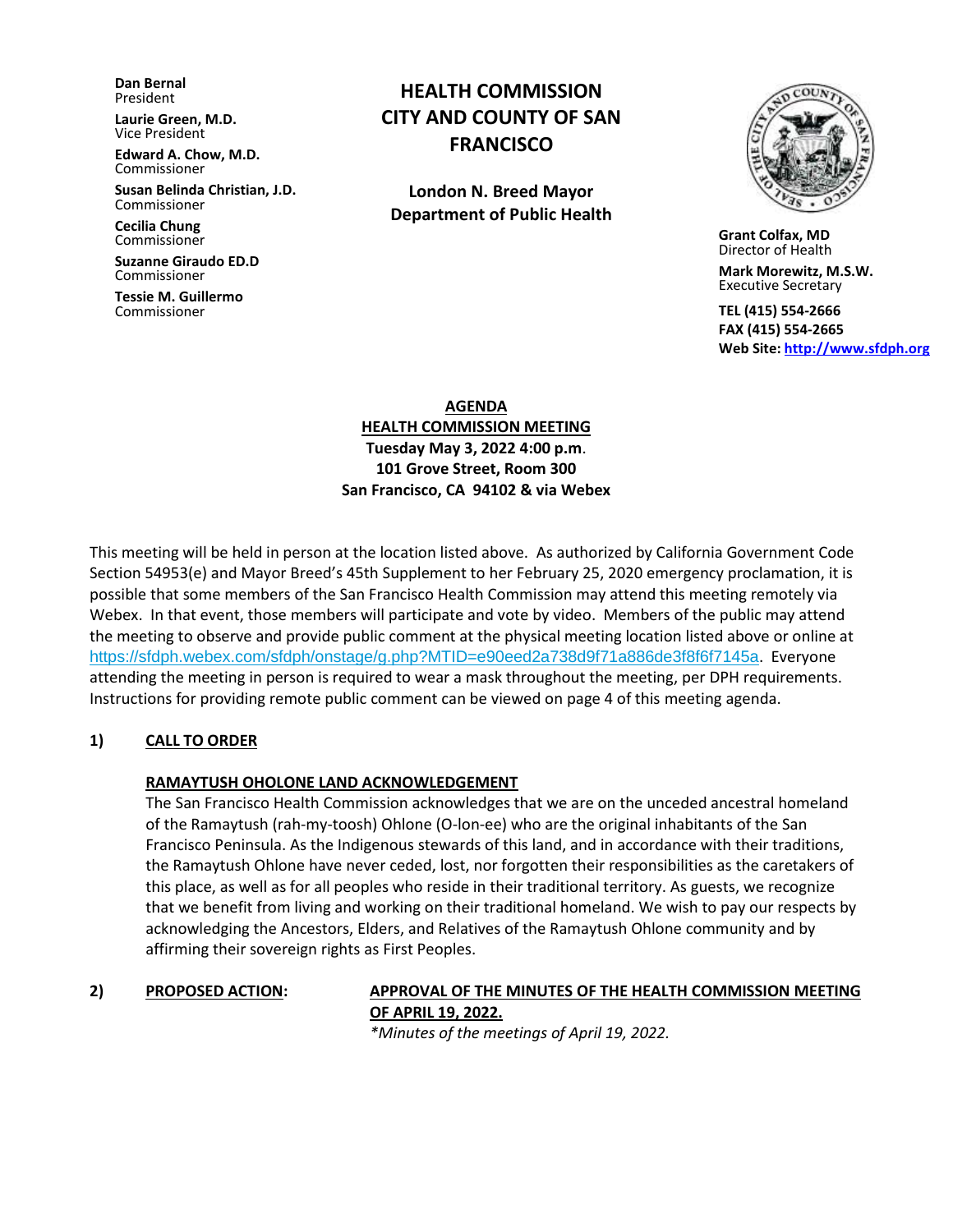**Dan Bernal**
President

**Laurie Green, M.D.**
Vice President

**Edward A. Chow, M.D.**
Commissioner

**Susan Belinda Christian, J.D.**
Commissioner

**Cecilia Chung**
Commissioner

**Suzanne Giraudo ED.D**
Commissioner

**Tessie M. Guillermo**
Commissioner

# HEALTH COMMISSION CITY AND COUNTY OF SAN FRANCISCO

**London N. Breed Mayor**
**Department of Public Health**

**Grant Colfax, MD**
Director of Health

**Mark Morewitz, M.S.W.**
Executive Secretary

**TEL (415) 554-2666**
**FAX (415) 554-2665**
**Web Site: http://www.sfdph.org**

## AGENDA
## HEALTH COMMISSION MEETING

**Tuesday May 3, 2022 4:00 p.m.**
**101 Grove Street, Room 300**
**San Francisco, CA 94102 & via Webex**

This meeting will be held in person at the location listed above. As authorized by California Government Code Section 54953(e) and Mayor Breed's 45th Supplement to her February 25, 2020 emergency proclamation, it is possible that some members of the San Francisco Health Commission may attend this meeting remotely via Webex. In that event, those members will participate and vote by video. Members of the public may attend the meeting to observe and provide public comment at the physical meeting location listed above or online at https://sfdph.webex.com/sfdph/onstage/g.php?MTID=e90eed2a738d9f71a886de3f8f6f7145a. Everyone attending the meeting in person is required to wear a mask throughout the meeting, per DPH requirements. Instructions for providing remote public comment can be viewed on page 4 of this meeting agenda.

**1) CALL TO ORDER**

**RAMAYTUSH OHLONE LAND ACKNOWLEDGEMENT**

The San Francisco Health Commission acknowledges that we are on the unceded ancestral homeland of the Ramaytush (rah-my-toosh) Ohlone (O-lon-ee) who are the original inhabitants of the San Francisco Peninsula. As the Indigenous stewards of this land, and in accordance with their traditions, the Ramaytush Ohlone have never ceded, lost, nor forgotten their responsibilities as the caretakers of this place, as well as for all peoples who reside in their traditional territory. As guests, we recognize that we benefit from living and working on their traditional homeland. We wish to pay our respects by acknowledging the Ancestors, Elders, and Relatives of the Ramaytush Ohlone community and by affirming their sovereign rights as First Peoples.

**2) PROPOSED ACTION: APPROVAL OF THE MINUTES OF THE HEALTH COMMISSION MEETING OF APRIL 19, 2022.**

*\*Minutes of the meetings of April 19, 2022.*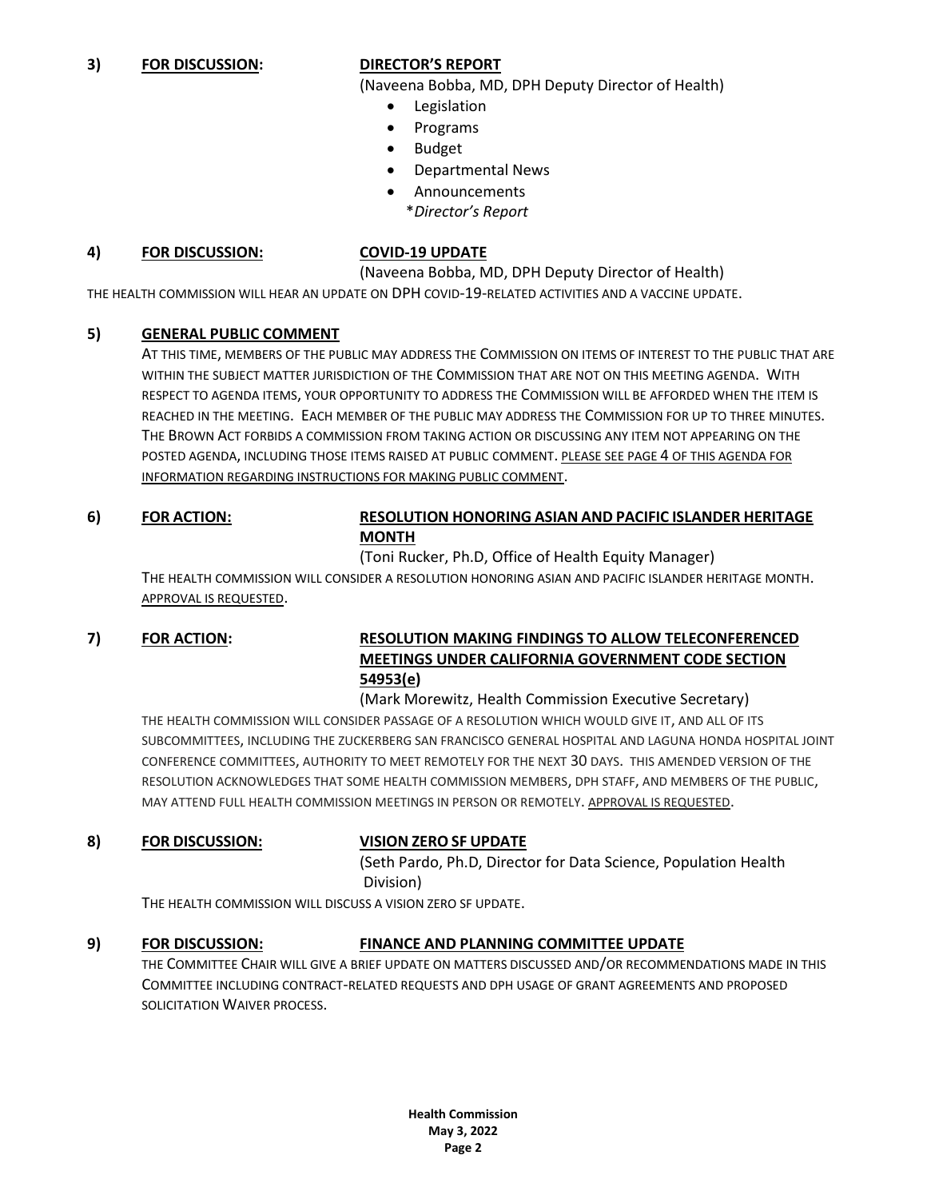**3) FOR DISCUSSION: DIRECTOR'S REPORT**

(Naveena Bobba, MD, DPH Deputy Director of Health)

- Legislation
- Programs
- Budget
- Departmental News
- Announcements

*Director's Report*

**4) FOR DISCUSSION: COVID-19 UPDATE**

(Naveena Bobba, MD, DPH Deputy Director of Health)

THE HEALTH COMMISSION WILL HEAR AN UPDATE ON DPH COVID-19-RELATED ACTIVITIES AND A VACCINE UPDATE.

**5) GENERAL PUBLIC COMMENT**

AT THIS TIME, MEMBERS OF THE PUBLIC MAY ADDRESS THE COMMISSION ON ITEMS OF INTEREST TO THE PUBLIC THAT ARE WITHIN THE SUBJECT MATTER JURISDICTION OF THE COMMISSION THAT ARE NOT ON THIS MEETING AGENDA. WITH RESPECT TO AGENDA ITEMS, YOUR OPPORTUNITY TO ADDRESS THE COMMISSION WILL BE AFFORDED WHEN THE ITEM IS REACHED IN THE MEETING. EACH MEMBER OF THE PUBLIC MAY ADDRESS THE COMMISSION FOR UP TO THREE MINUTES. THE BROWN ACT FORBIDS A COMMISSION FROM TAKING ACTION OR DISCUSSING ANY ITEM NOT APPEARING ON THE POSTED AGENDA, INCLUDING THOSE ITEMS RAISED AT PUBLIC COMMENT. PLEASE SEE PAGE 4 OF THIS AGENDA FOR INFORMATION REGARDING INSTRUCTIONS FOR MAKING PUBLIC COMMENT.

**6) FOR ACTION: RESOLUTION HONORING ASIAN AND PACIFIC ISLANDER HERITAGE MONTH**

(Toni Rucker, Ph.D, Office of Health Equity Manager)

THE HEALTH COMMISSION WILL CONSIDER A RESOLUTION HONORING ASIAN AND PACIFIC ISLANDER HERITAGE MONTH. APPROVAL IS REQUESTED.

**7) FOR ACTION: RESOLUTION MAKING FINDINGS TO ALLOW TELECONFERENCED MEETINGS UNDER CALIFORNIA GOVERNMENT CODE SECTION 54953(e)**

(Mark Morewitz, Health Commission Executive Secretary)

THE HEALTH COMMISSION WILL CONSIDER PASSAGE OF A RESOLUTION WHICH WOULD GIVE IT, AND ALL OF ITS SUBCOMMITTEES, INCLUDING THE ZUCKERBERG SAN FRANCISCO GENERAL HOSPITAL AND LAGUNA HONDA HOSPITAL JOINT CONFERENCE COMMITTEES, AUTHORITY TO MEET REMOTELY FOR THE NEXT 30 DAYS. THIS AMENDED VERSION OF THE RESOLUTION ACKNOWLEDGES THAT SOME HEALTH COMMISSION MEMBERS, DPH STAFF, AND MEMBERS OF THE PUBLIC, MAY ATTEND FULL HEALTH COMMISSION MEETINGS IN PERSON OR REMOTELY. APPROVAL IS REQUESTED.

**8) FOR DISCUSSION: VISION ZERO SF UPDATE**

(Seth Pardo, Ph.D, Director for Data Science, Population Health Division)

THE HEALTH COMMISSION WILL DISCUSS A VISION ZERO SF UPDATE.

**9) FOR DISCUSSION: FINANCE AND PLANNING COMMITTEE UPDATE**

THE COMMITTEE CHAIR WILL GIVE A BRIEF UPDATE ON MATTERS DISCUSSED AND/OR RECOMMENDATIONS MADE IN THIS COMMITTEE INCLUDING CONTRACT-RELATED REQUESTS AND DPH USAGE OF GRANT AGREEMENTS AND PROPOSED SOLICITATION WAIVER PROCESS.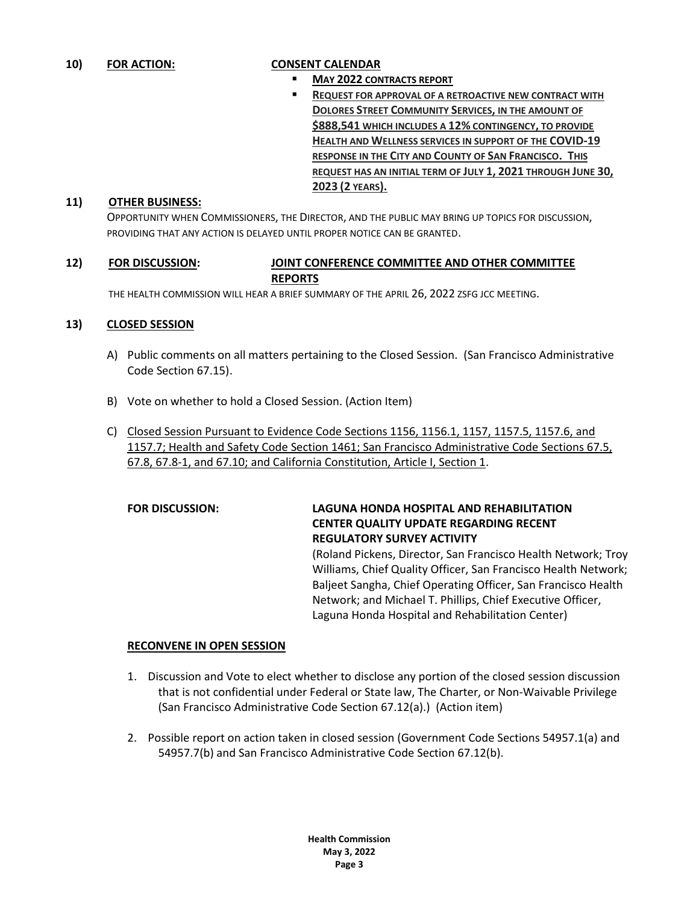**10) FOR ACTION: CONSENT CALENDAR**

- **MAY 2022 CONTRACTS REPORT**
- **REQUEST FOR APPROVAL OF A RETROACTIVE NEW CONTRACT WITH DOLORES STREET COMMUNITY SERVICES, IN THE AMOUNT OF $888,541 WHICH INCLUDES A 12% CONTINGENCY, TO PROVIDE HEALTH AND WELLNESS SERVICES IN SUPPORT OF THE COVID-19 RESPONSE IN THE CITY AND COUNTY OF SAN FRANCISCO. THIS REQUEST HAS AN INITIAL TERM OF JULY 1, 2021 THROUGH JUNE 30, 2023 (2 YEARS).**

**11) OTHER BUSINESS:**

OPPORTUNITY WHEN COMMISSIONERS, THE DIRECTOR, AND THE PUBLIC MAY BRING UP TOPICS FOR DISCUSSION, PROVIDING THAT ANY ACTION IS DELAYED UNTIL PROPER NOTICE CAN BE GRANTED.

**12) FOR DISCUSSION: JOINT CONFERENCE COMMITTEE AND OTHER COMMITTEE REPORTS**

THE HEALTH COMMISSION WILL HEAR A BRIEF SUMMARY OF THE APRIL 26, 2022 ZSFG JCC MEETING.

**13) CLOSED SESSION**

A) Public comments on all matters pertaining to the Closed Session. (San Francisco Administrative Code Section 67.15).

B) Vote on whether to hold a Closed Session. (Action Item)

C) Closed Session Pursuant to Evidence Code Sections 1156, 1156.1, 1157, 1157.5, 1157.6, and 1157.7; Health and Safety Code Section 1461; San Francisco Administrative Code Sections 67.5, 67.8, 67.8-1, and 67.10; and California Constitution, Article I, Section 1.

**FOR DISCUSSION: LAGUNA HONDA HOSPITAL AND REHABILITATION CENTER QUALITY UPDATE REGARDING RECENT REGULATORY SURVEY ACTIVITY**

(Roland Pickens, Director, San Francisco Health Network; Troy Williams, Chief Quality Officer, San Francisco Health Network; Baljeet Sangha, Chief Operating Officer, San Francisco Health Network; and Michael T. Phillips, Chief Executive Officer, Laguna Honda Hospital and Rehabilitation Center)

**RECONVENE IN OPEN SESSION**

1. Discussion and Vote to elect whether to disclose any portion of the closed session discussion that is not confidential under Federal or State law, The Charter, or Non-Waivable Privilege (San Francisco Administrative Code Section 67.12(a).) (Action item)

2. Possible report on action taken in closed session (Government Code Sections 54957.1(a) and 54957.7(b) and San Francisco Administrative Code Section 67.12(b).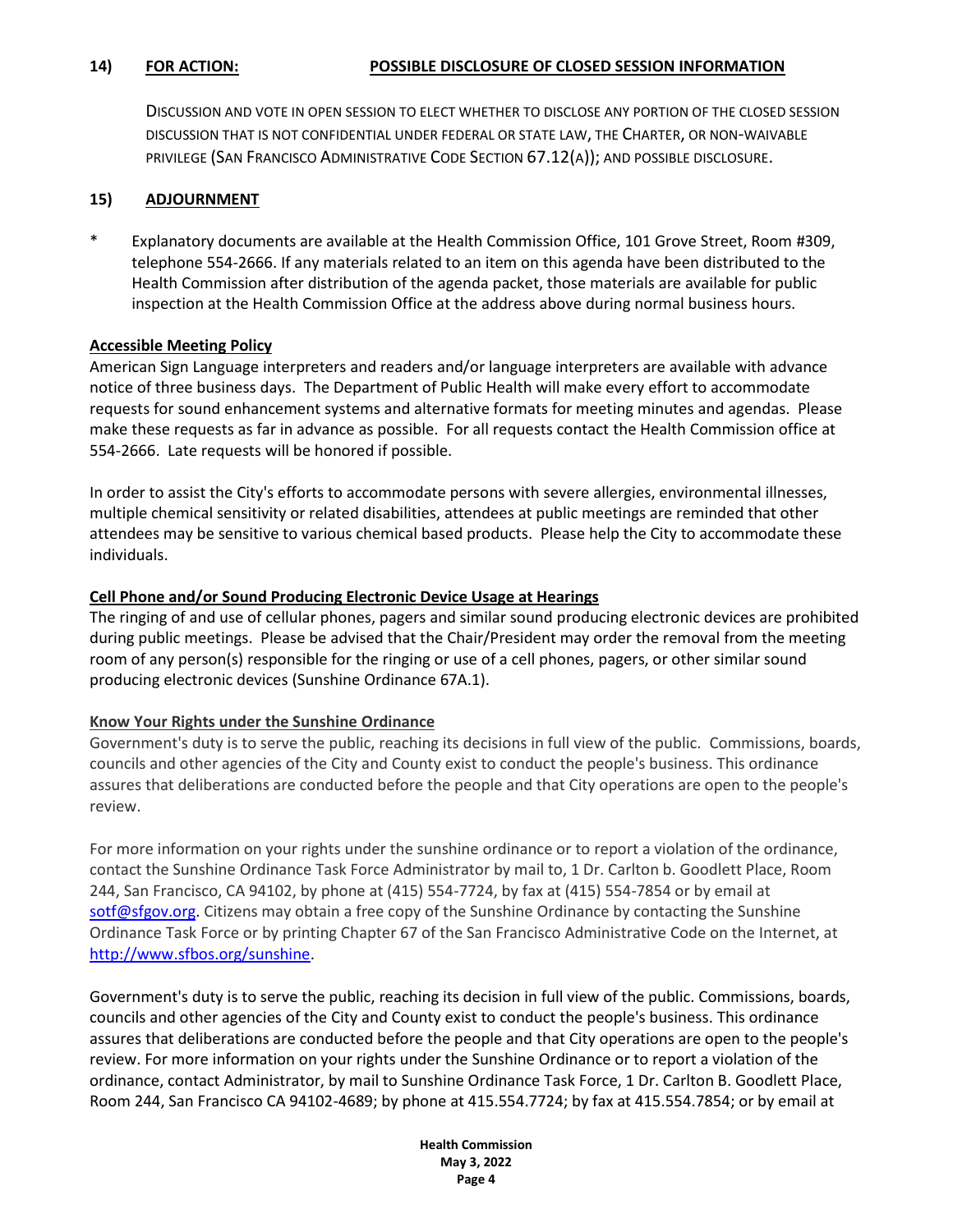**14) FOR ACTION: POSSIBLE DISCLOSURE OF CLOSED SESSION INFORMATION**

DISCUSSION AND VOTE IN OPEN SESSION TO ELECT WHETHER TO DISCLOSE ANY PORTION OF THE CLOSED SESSION DISCUSSION THAT IS NOT CONFIDENTIAL UNDER FEDERAL OR STATE LAW, THE CHARTER, OR NON-WAIVABLE PRIVILEGE (SAN FRANCISCO ADMINISTRATIVE CODE SECTION 67.12(A)); AND POSSIBLE DISCLOSURE.

**15) ADJOURNMENT**

\* Explanatory documents are available at the Health Commission Office, 101 Grove Street, Room #309, telephone 554-2666. If any materials related to an item on this agenda have been distributed to the Health Commission after distribution of the agenda packet, those materials are available for public inspection at the Health Commission Office at the address above during normal business hours.

**Accessible Meeting Policy**

American Sign Language interpreters and readers and/or language interpreters are available with advance notice of three business days. The Department of Public Health will make every effort to accommodate requests for sound enhancement systems and alternative formats for meeting minutes and agendas. Please make these requests as far in advance as possible. For all requests contact the Health Commission office at 554-2666. Late requests will be honored if possible.

In order to assist the City's efforts to accommodate persons with severe allergies, environmental illnesses, multiple chemical sensitivity or related disabilities, attendees at public meetings are reminded that other attendees may be sensitive to various chemical based products. Please help the City to accommodate these individuals.

**Cell Phone and/or Sound Producing Electronic Device Usage at Hearings**

The ringing of and use of cellular phones, pagers and similar sound producing electronic devices are prohibited during public meetings. Please be advised that the Chair/President may order the removal from the meeting room of any person(s) responsible for the ringing or use of a cell phones, pagers, or other similar sound producing electronic devices (Sunshine Ordinance 67A.1).

**Know Your Rights under the Sunshine Ordinance**

Government's duty is to serve the public, reaching its decisions in full view of the public. Commissions, boards, councils and other agencies of the City and County exist to conduct the people's business. This ordinance assures that deliberations are conducted before the people and that City operations are open to the people's review.

For more information on your rights under the sunshine ordinance or to report a violation of the ordinance, contact the Sunshine Ordinance Task Force Administrator by mail to, 1 Dr. Carlton b. Goodlett Place, Room 244, San Francisco, CA 94102, by phone at (415) 554-7724, by fax at (415) 554-7854 or by email at sotf@sfgov.org. Citizens may obtain a free copy of the Sunshine Ordinance by contacting the Sunshine Ordinance Task Force or by printing Chapter 67 of the San Francisco Administrative Code on the Internet, at http://www.sfbos.org/sunshine.

Government's duty is to serve the public, reaching its decision in full view of the public. Commissions, boards, councils and other agencies of the City and County exist to conduct the people's business. This ordinance assures that deliberations are conducted before the people and that City operations are open to the people's review. For more information on your rights under the Sunshine Ordinance or to report a violation of the ordinance, contact Administrator, by mail to Sunshine Ordinance Task Force, 1 Dr. Carlton B. Goodlett Place, Room 244, San Francisco CA 94102-4689; by phone at 415.554.7724; by fax at 415.554.7854; or by email at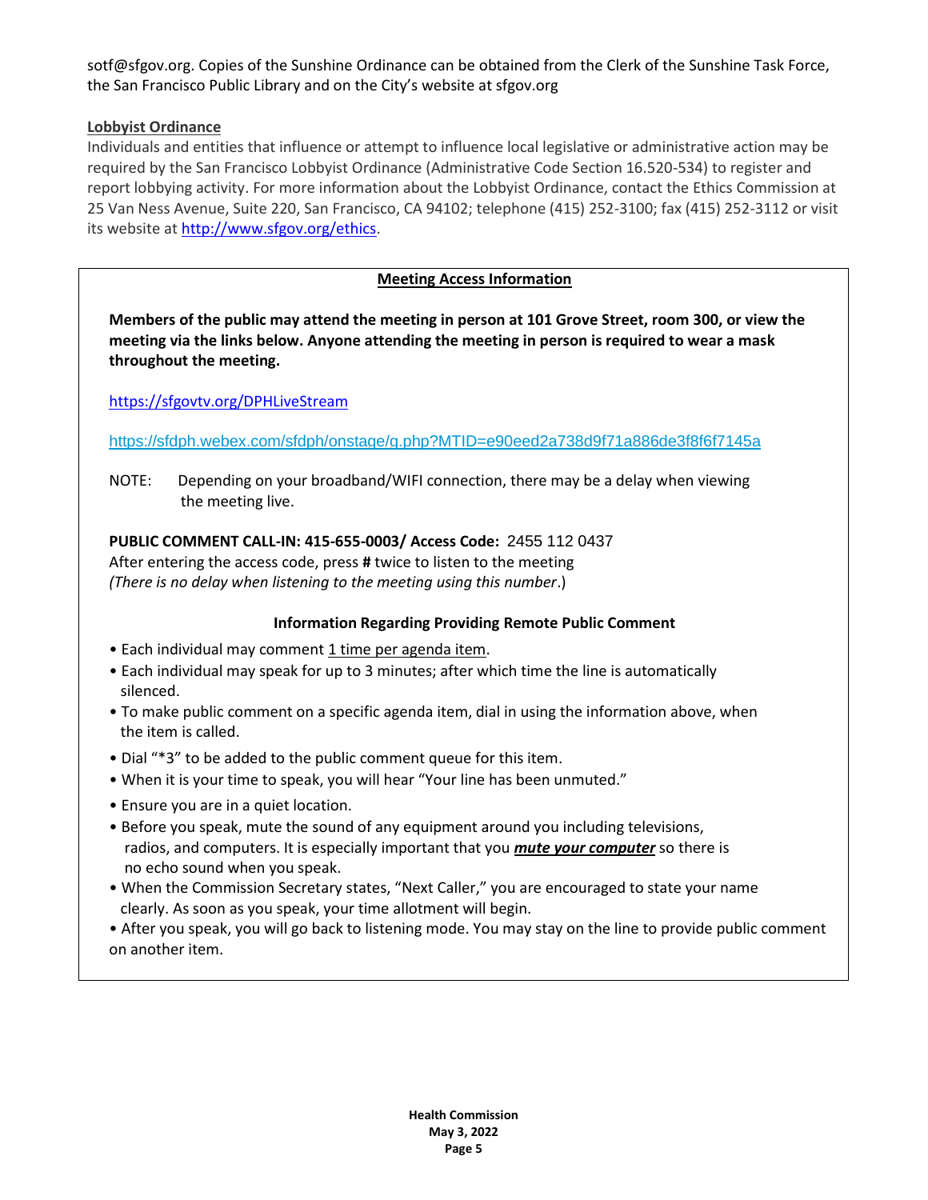sotf@sfgov.org. Copies of the Sunshine Ordinance can be obtained from the Clerk of the Sunshine Task Force, the San Francisco Public Library and on the City's website at sfgov.org

**Lobbyist Ordinance**

Individuals and entities that influence or attempt to influence local legislative or administrative action may be required by the San Francisco Lobbyist Ordinance (Administrative Code Section 16.520-534) to register and report lobbying activity. For more information about the Lobbyist Ordinance, contact the Ethics Commission at 25 Van Ness Avenue, Suite 220, San Francisco, CA 94102; telephone (415) 252-3100; fax (415) 252-3112 or visit its website at http://www.sfgov.org/ethics.

**Meeting Access Information**

**Members of the public may attend the meeting in person at 101 Grove Street, room 300, or view the meeting via the links below. Anyone attending the meeting in person is required to wear a mask throughout the meeting.**

https://sfgovtv.org/DPHLiveStream

https://sfdph.webex.com/sfdph/onstage/g.php?MTID=e90eed2a738d9f71a886de3f8f6f7145a

NOTE: Depending on your broadband/WIFI connection, there may be a delay when viewing the meeting live.

**PUBLIC COMMENT CALL-IN: 415-655-0003/ Access Code:** 2455 112 0437
After entering the access code, press **#** twice to listen to the meeting
*(There is no delay when listening to the meeting using this number*.)

**Information Regarding Providing Remote Public Comment**

- Each individual may comment 1 time per agenda item.
- Each individual may speak for up to 3 minutes; after which time the line is automatically silenced.
- To make public comment on a specific agenda item, dial in using the information above, when the item is called.
- Dial "*3" to be added to the public comment queue for this item.
- When it is your time to speak, you will hear "Your line has been unmuted."
- Ensure you are in a quiet location.
- Before you speak, mute the sound of any equipment around you including televisions, radios, and computers. It is especially important that you ***mute your computer*** so there is no echo sound when you speak.
- When the Commission Secretary states, "Next Caller," you are encouraged to state your name clearly. As soon as you speak, your time allotment will begin.
- After you speak, you will go back to listening mode. You may stay on the line to provide public comment on another item.